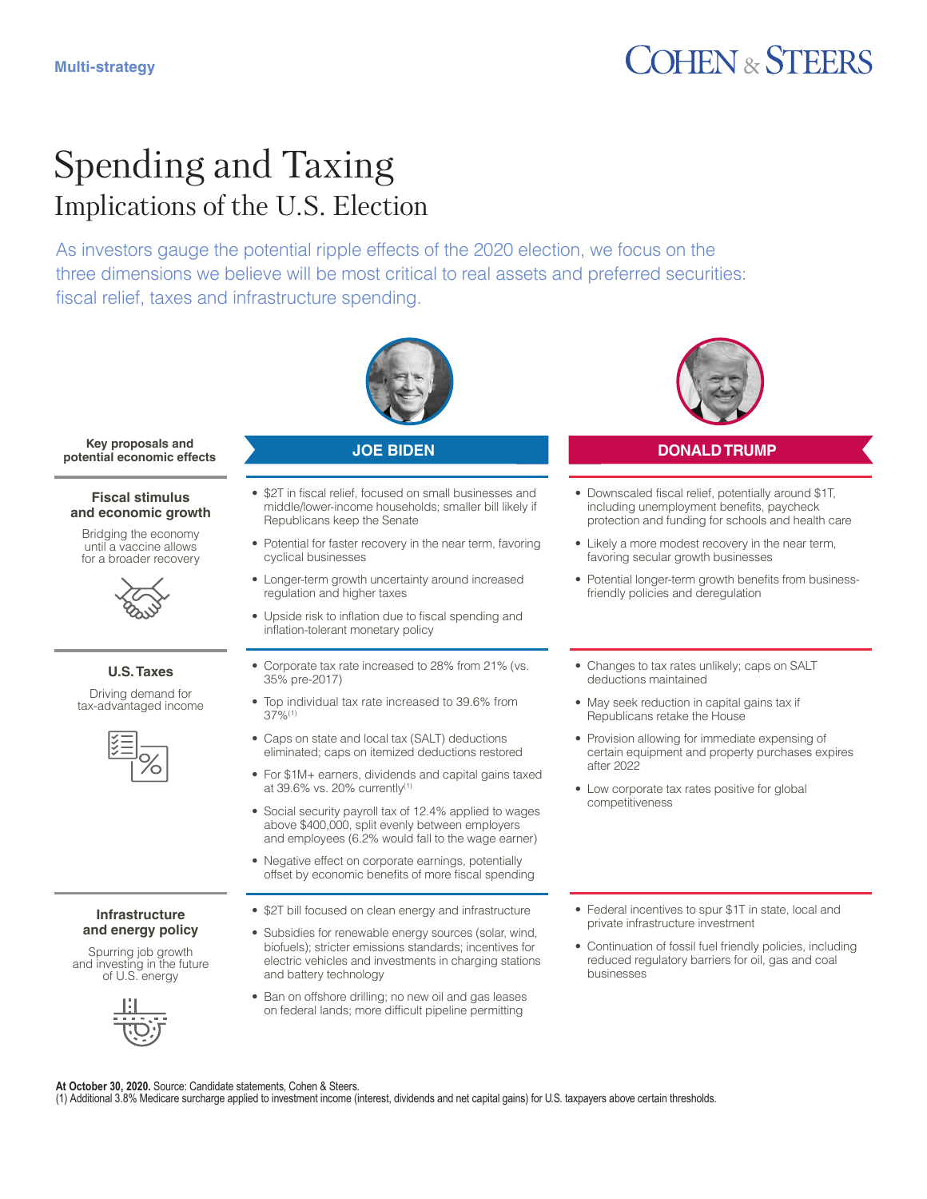Multi-strategy

# Spending and Taxing

## Implications of the U.S. Election

As investors gauge the potential ripple effects of the 2020 election, we focus on the three dimensions we believe will be most critical to real assets and preferred securities: fiscal relief, taxes and infrastructure spending.

| Key proposals and potential economic effects | JOE BIDEN | DONALD TRUMP |
|---|---|---|
| **Fiscal stimulus and economic growth**<br>Bridging the economy until a vaccine allows for a broader recovery | • $2T in fiscal relief, focused on small businesses and middle/lower-income households; smaller bill likely if Republicans keep the Senate<br>• Potential for faster recovery in the near term, favoring cyclical businesses<br>• Longer-term growth uncertainty around increased regulation and higher taxes<br>• Upside risk to inflation due to fiscal spending and inflation-tolerant monetary policy | • Downscaled fiscal relief, potentially around $1T, including unemployment benefits, paycheck protection and funding for schools and health care<br>• Likely a more modest recovery in the near term, favoring secular growth businesses<br>• Potential longer-term growth benefits from business-friendly policies and deregulation |
| **U.S. Taxes**<br>Driving demand for tax-advantaged income | • Corporate tax rate increased to 28% from 21% (vs. 35% pre-2017)<br>• Top individual tax rate increased to 39.6% from 37%[1]<br>• Caps on state and local tax (SALT) deductions eliminated; caps on itemized deductions restored<br>• For $1M+ earners, dividends and capital gains taxed at 39.6% vs. 20% currently[1]<br>• Social security payroll tax of 12.4% applied to wages above $400,000, split evenly between employers and employees (6.2% would fall to the wage earner)<br>• Negative effect on corporate earnings, potentially offset by economic benefits of more fiscal spending | • Changes to tax rates unlikely; caps on SALT deductions maintained<br>• May seek reduction in capital gains tax if Republicans retake the House<br>• Provision allowing for immediate expensing of certain equipment and property purchases expires after 2022<br>• Low corporate tax rates positive for global competitiveness |
| **Infrastructure and energy policy**<br>Spurring job growth and investing in the future of U.S. energy | • $2T bill focused on clean energy and infrastructure<br>• Subsidies for renewable energy sources (solar, wind, biofuels); stricter emissions standards; incentives for electric vehicles and investments in charging stations and battery technology<br>• Ban on offshore drilling; no new oil and gas leases on federal lands; more difficult pipeline permitting | • Federal incentives to spur $1T in state, local and private infrastructure investment<br>• Continuation of fossil fuel friendly policies, including reduced regulatory barriers for oil, gas and coal businesses |

**At October 30, 2020.** Source: Candidate statements, Cohen & Steers.
(1) Additional 3.8% Medicare surcharge applied to investment income (interest, dividends and net capital gains) for U.S. taxpayers above certain thresholds.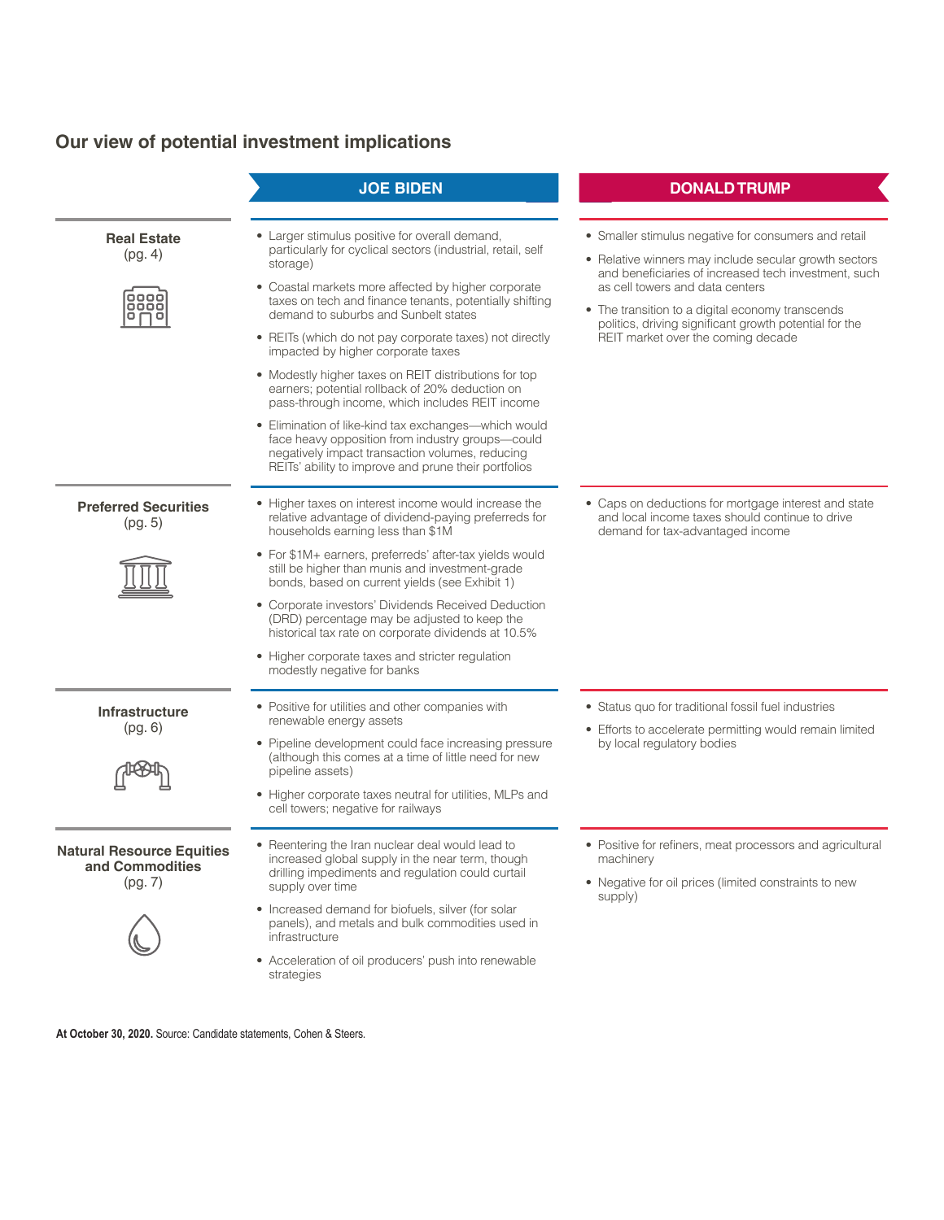## Our view of potential investment implications

| | JOE BIDEN | DONALD TRUMP |
|---|---|---|
| **Real Estate** (pg. 4) | • Larger stimulus positive for overall demand, particularly for cyclical sectors (industrial, retail, self storage)<br>• Coastal markets more affected by higher corporate taxes on tech and finance tenants, potentially shifting demand to suburbs and Sunbelt states<br>• REITs (which do not pay corporate taxes) not directly impacted by higher corporate taxes<br>• Modestly higher taxes on REIT distributions for top earners; potential rollback of 20% deduction on pass-through income, which includes REIT income<br>• Elimination of like-kind tax exchanges—which would face heavy opposition from industry groups—could negatively impact transaction volumes, reducing REITs' ability to improve and prune their portfolios | • Smaller stimulus negative for consumers and retail<br>• Relative winners may include secular growth sectors and beneficiaries of increased tech investment, such as cell towers and data centers<br>• The transition to a digital economy transcends politics, driving significant growth potential for the REIT market over the coming decade |
| **Preferred Securities** (pg. 5) | • Higher taxes on interest income would increase the relative advantage of dividend-paying preferreds for households earning less than $1M<br>• For $1M+ earners, preferreds' after-tax yields would still be higher than munis and investment-grade bonds, based on current yields (see Exhibit 1)<br>• Corporate investors' Dividends Received Deduction (DRD) percentage may be adjusted to keep the historical tax rate on corporate dividends at 10.5%<br>• Higher corporate taxes and stricter regulation modestly negative for banks | • Caps on deductions for mortgage interest and state and local income taxes should continue to drive demand for tax-advantaged income |
| **Infrastructure** (pg. 6) | • Positive for utilities and other companies with renewable energy assets<br>• Pipeline development could face increasing pressure (although this comes at a time of little need for new pipeline assets)<br>• Higher corporate taxes neutral for utilities, MLPs and cell towers; negative for railways | • Status quo for traditional fossil fuel industries<br>• Efforts to accelerate permitting would remain limited by local regulatory bodies |
| **Natural Resource Equities and Commodities** (pg. 7) | • Reentering the Iran nuclear deal would lead to increased global supply in the near term, though drilling impediments and regulation could curtail supply over time<br>• Increased demand for biofuels, silver (for solar panels), and metals and bulk commodities used in infrastructure<br>• Acceleration of oil producers' push into renewable strategies | • Positive for refiners, meat processors and agricultural machinery<br>• Negative for oil prices (limited constraints to new supply) |

**At October 30, 2020.** Source: Candidate statements, Cohen & Steers.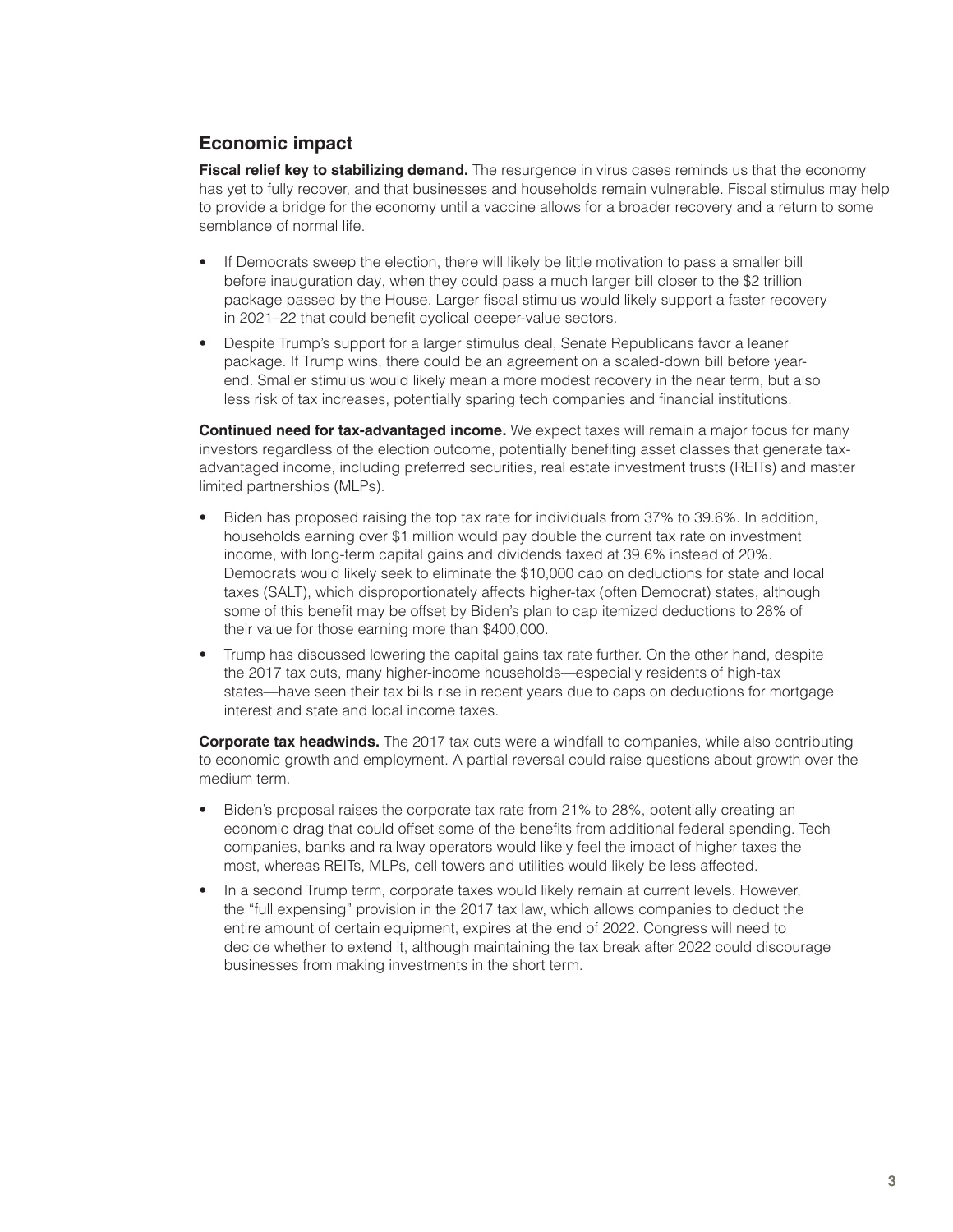## Economic impact

**Fiscal relief key to stabilizing demand.** The resurgence in virus cases reminds us that the economy has yet to fully recover, and that businesses and households remain vulnerable. Fiscal stimulus may help to provide a bridge for the economy until a vaccine allows for a broader recovery and a return to some semblance of normal life.

- If Democrats sweep the election, there will likely be little motivation to pass a smaller bill before inauguration day, when they could pass a much larger bill closer to the $2 trillion package passed by the House. Larger fiscal stimulus would likely support a faster recovery in 2021–22 that could benefit cyclical deeper-value sectors.
- Despite Trump's support for a larger stimulus deal, Senate Republicans favor a leaner package. If Trump wins, there could be an agreement on a scaled-down bill before year-end. Smaller stimulus would likely mean a more modest recovery in the near term, but also less risk of tax increases, potentially sparing tech companies and financial institutions.

**Continued need for tax-advantaged income.** We expect taxes will remain a major focus for many investors regardless of the election outcome, potentially benefiting asset classes that generate tax-advantaged income, including preferred securities, real estate investment trusts (REITs) and master limited partnerships (MLPs).

- Biden has proposed raising the top tax rate for individuals from 37% to 39.6%. In addition, households earning over $1 million would pay double the current tax rate on investment income, with long-term capital gains and dividends taxed at 39.6% instead of 20%. Democrats would likely seek to eliminate the $10,000 cap on deductions for state and local taxes (SALT), which disproportionately affects higher-tax (often Democrat) states, although some of this benefit may be offset by Biden's plan to cap itemized deductions to 28% of their value for those earning more than $400,000.
- Trump has discussed lowering the capital gains tax rate further. On the other hand, despite the 2017 tax cuts, many higher-income households—especially residents of high-tax states—have seen their tax bills rise in recent years due to caps on deductions for mortgage interest and state and local income taxes.

**Corporate tax headwinds.** The 2017 tax cuts were a windfall to companies, while also contributing to economic growth and employment. A partial reversal could raise questions about growth over the medium term.

- Biden's proposal raises the corporate tax rate from 21% to 28%, potentially creating an economic drag that could offset some of the benefits from additional federal spending. Tech companies, banks and railway operators would likely feel the impact of higher taxes the most, whereas REITs, MLPs, cell towers and utilities would likely be less affected.
- In a second Trump term, corporate taxes would likely remain at current levels. However, the "full expensing" provision in the 2017 tax law, which allows companies to deduct the entire amount of certain equipment, expires at the end of 2022. Congress will need to decide whether to extend it, although maintaining the tax break after 2022 could discourage businesses from making investments in the short term.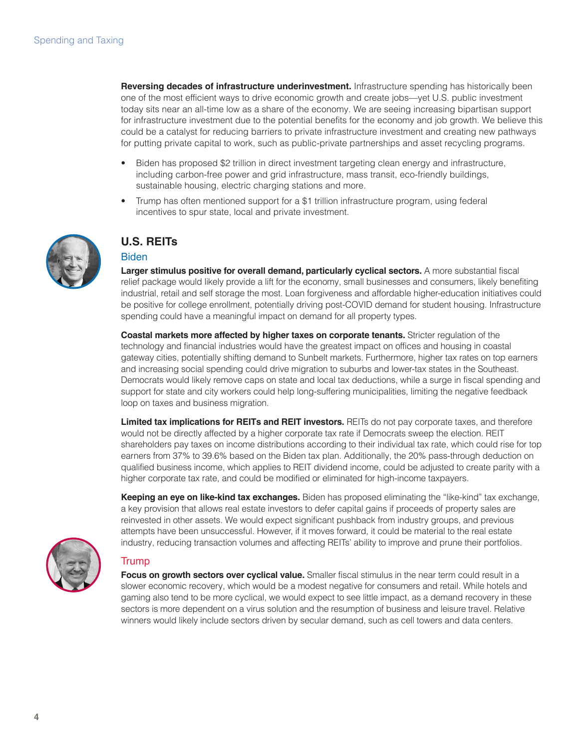**Reversing decades of infrastructure underinvestment.** Infrastructure spending has historically been one of the most efficient ways to drive economic growth and create jobs—yet U.S. public investment today sits near an all-time low as a share of the economy. We are seeing increasing bipartisan support for infrastructure investment due to the potential benefits for the economy and job growth. We believe this could be a catalyst for reducing barriers to private infrastructure investment and creating new pathways for putting private capital to work, such as public-private partnerships and asset recycling programs.

- Biden has proposed $2 trillion in direct investment targeting clean energy and infrastructure, including carbon-free power and grid infrastructure, mass transit, eco-friendly buildings, sustainable housing, electric charging stations and more.
- Trump has often mentioned support for a $1 trillion infrastructure program, using federal incentives to spur state, local and private investment.

## U.S. REITs

### Biden

**Larger stimulus positive for overall demand, particularly cyclical sectors.** A more substantial fiscal relief package would likely provide a lift for the economy, small businesses and consumers, likely benefiting industrial, retail and self storage the most. Loan forgiveness and affordable higher-education initiatives could be positive for college enrollment, potentially driving post-COVID demand for student housing. Infrastructure spending could have a meaningful impact on demand for all property types.

**Coastal markets more affected by higher taxes on corporate tenants.** Stricter regulation of the technology and financial industries would have the greatest impact on offices and housing in coastal gateway cities, potentially shifting demand to Sunbelt markets. Furthermore, higher tax rates on top earners and increasing social spending could drive migration to suburbs and lower-tax states in the Southeast. Democrats would likely remove caps on state and local tax deductions, while a surge in fiscal spending and support for state and city workers could help long-suffering municipalities, limiting the negative feedback loop on taxes and business migration.

**Limited tax implications for REITs and REIT investors.** REITs do not pay corporate taxes, and therefore would not be directly affected by a higher corporate tax rate if Democrats sweep the election. REIT shareholders pay taxes on income distributions according to their individual tax rate, which could rise for top earners from 37% to 39.6% based on the Biden tax plan. Additionally, the 20% pass-through deduction on qualified business income, which applies to REIT dividend income, could be adjusted to create parity with a higher corporate tax rate, and could be modified or eliminated for high-income taxpayers.

**Keeping an eye on like-kind tax exchanges.** Biden has proposed eliminating the "like-kind" tax exchange, a key provision that allows real estate investors to defer capital gains if proceeds of property sales are reinvested in other assets. We would expect significant pushback from industry groups, and previous attempts have been unsuccessful. However, if it moves forward, it could be material to the real estate industry, reducing transaction volumes and affecting REITs' ability to improve and prune their portfolios.

### Trump

**Focus on growth sectors over cyclical value.** Smaller fiscal stimulus in the near term could result in a slower economic recovery, which would be a modest negative for consumers and retail. While hotels and gaming also tend to be more cyclical, we would expect to see little impact, as a demand recovery in these sectors is more dependent on a virus solution and the resumption of business and leisure travel. Relative winners would likely include sectors driven by secular demand, such as cell towers and data centers.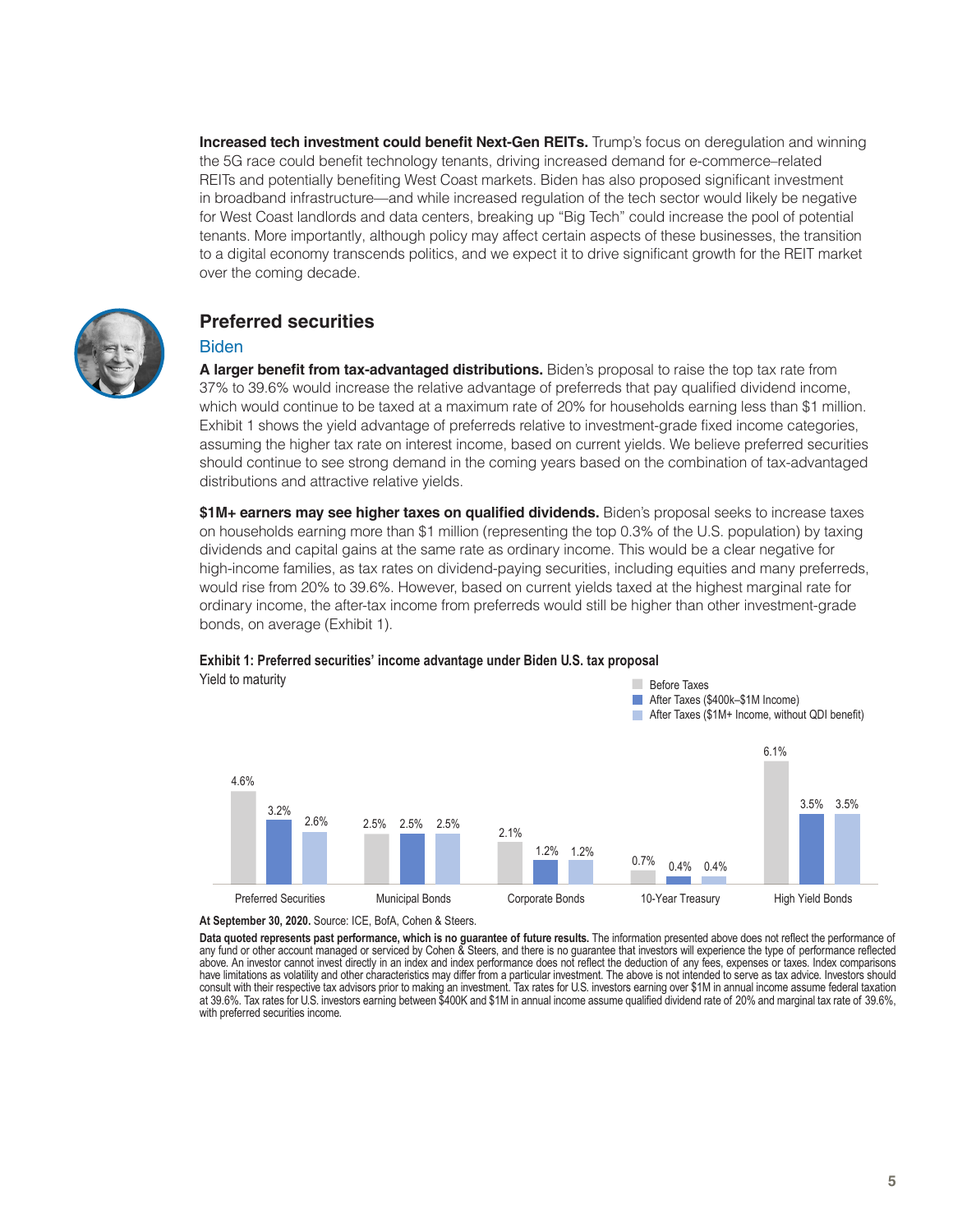**Increased tech investment could benefit Next-Gen REITs.** Trump's focus on deregulation and winning the 5G race could benefit technology tenants, driving increased demand for e-commerce–related REITs and potentially benefiting West Coast markets. Biden has also proposed significant investment in broadband infrastructure—and while increased regulation of the tech sector would likely be negative for West Coast landlords and data centers, breaking up "Big Tech" could increase the pool of potential tenants. More importantly, although policy may affect certain aspects of these businesses, the transition to a digital economy transcends politics, and we expect it to drive significant growth for the REIT market over the coming decade.

## Preferred securities

### Biden

**A larger benefit from tax-advantaged distributions.** Biden's proposal to raise the top tax rate from 37% to 39.6% would increase the relative advantage of preferreds that pay qualified dividend income, which would continue to be taxed at a maximum rate of 20% for households earning less than $1 million. Exhibit 1 shows the yield advantage of preferreds relative to investment-grade fixed income categories, assuming the higher tax rate on interest income, based on current yields. We believe preferred securities should continue to see strong demand in the coming years based on the combination of tax-advantaged distributions and attractive relative yields.

**$1M+ earners may see higher taxes on qualified dividends.** Biden's proposal seeks to increase taxes on households earning more than $1 million (representing the top 0.3% of the U.S. population) by taxing dividends and capital gains at the same rate as ordinary income. This would be a clear negative for high-income families, as tax rates on dividend-paying securities, including equities and many preferreds, would rise from 20% to 39.6%. However, based on current yields taxed at the highest marginal rate for ordinary income, the after-tax income from preferreds would still be higher than other investment-grade bonds, on average (Exhibit 1).

**Exhibit 1: Preferred securities' income advantage under Biden U.S. tax proposal**

Yield to maturity

| | Before Taxes | After Taxes ($400k–$1M Income) | After Taxes ($1M+ Income, without QDI benefit) |
|---|---|---|---|
| Preferred Securities | 4.6% | 3.2% | 2.6% |
| Municipal Bonds | 2.5% | 2.5% | 2.5% |
| Corporate Bonds | 2.1% | 1.2% | 1.2% |
| 10-Year Treasury | 0.7% | 0.4% | 0.4% |
| High Yield Bonds | 6.1% | 3.5% | 3.5% |

**At September 30, 2020.** Source: ICE, BofA, Cohen & Steers.

**Data quoted represents past performance, which is no guarantee of future results.** The information presented above does not reflect the performance of any fund or other account managed or serviced by Cohen & Steers, and there is no guarantee that investors will experience the type of performance reflected above. An investor cannot invest directly in an index and index performance does not reflect the deduction of any fees, expenses or taxes. Index comparisons have limitations as volatility and other characteristics may differ from a particular investment. The above is not intended to serve as tax advice. Investors should consult with their respective tax advisors prior to making an investment. Tax rates for U.S. investors earning over $1M in annual income assume federal taxation at 39.6%. Tax rates for U.S. investors earning between $400K and $1M in annual income assume qualified dividend rate of 20% and marginal tax rate of 39.6%, with preferred securities income.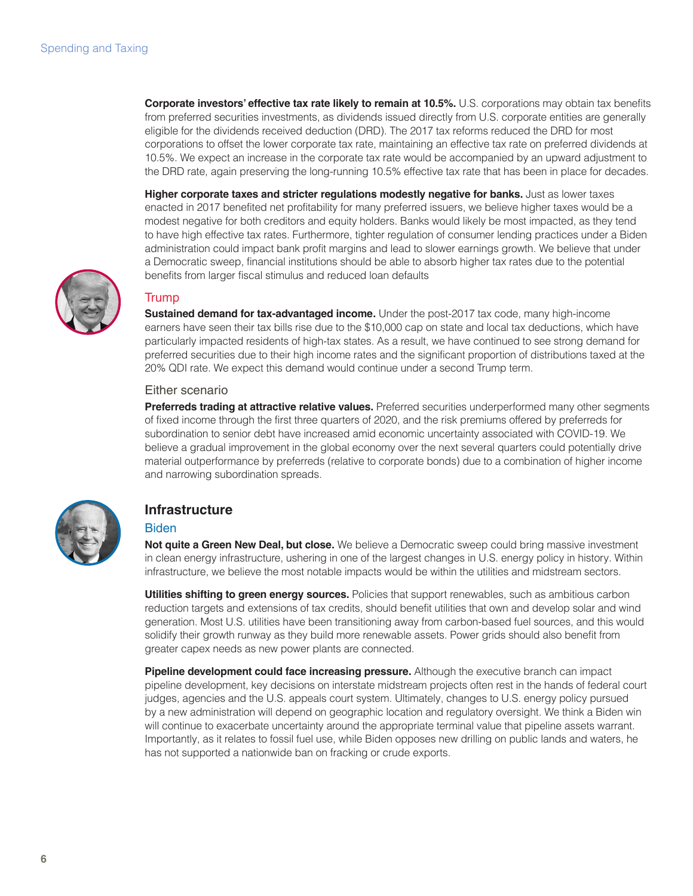**Corporate investors' effective tax rate likely to remain at 10.5%.** U.S. corporations may obtain tax benefits from preferred securities investments, as dividends issued directly from U.S. corporate entities are generally eligible for the dividends received deduction (DRD). The 2017 tax reforms reduced the DRD for most corporations to offset the lower corporate tax rate, maintaining an effective tax rate on preferred dividends at 10.5%. We expect an increase in the corporate tax rate would be accompanied by an upward adjustment to the DRD rate, again preserving the long-running 10.5% effective tax rate that has been in place for decades.

**Higher corporate taxes and stricter regulations modestly negative for banks.** Just as lower taxes enacted in 2017 benefited net profitability for many preferred issuers, we believe higher taxes would be a modest negative for both creditors and equity holders. Banks would likely be most impacted, as they tend to have high effective tax rates. Furthermore, tighter regulation of consumer lending practices under a Biden administration could impact bank profit margins and lead to slower earnings growth. We believe that under a Democratic sweep, financial institutions should be able to absorb higher tax rates due to the potential benefits from larger fiscal stimulus and reduced loan defaults

### Trump

**Sustained demand for tax-advantaged income.** Under the post-2017 tax code, many high-income earners have seen their tax bills rise due to the $10,000 cap on state and local tax deductions, which have particularly impacted residents of high-tax states. As a result, we have continued to see strong demand for preferred securities due to their high income rates and the significant proportion of distributions taxed at the 20% QDI rate. We expect this demand would continue under a second Trump term.

### Either scenario

**Preferreds trading at attractive relative values.** Preferred securities underperformed many other segments of fixed income through the first three quarters of 2020, and the risk premiums offered by preferreds for subordination to senior debt have increased amid economic uncertainty associated with COVID-19. We believe a gradual improvement in the global economy over the next several quarters could potentially drive material outperformance by preferreds (relative to corporate bonds) due to a combination of higher income and narrowing subordination spreads.

## Infrastructure

### Biden

**Not quite a Green New Deal, but close.** We believe a Democratic sweep could bring massive investment in clean energy infrastructure, ushering in one of the largest changes in U.S. energy policy in history. Within infrastructure, we believe the most notable impacts would be within the utilities and midstream sectors.

**Utilities shifting to green energy sources.** Policies that support renewables, such as ambitious carbon reduction targets and extensions of tax credits, should benefit utilities that own and develop solar and wind generation. Most U.S. utilities have been transitioning away from carbon-based fuel sources, and this would solidify their growth runway as they build more renewable assets. Power grids should also benefit from greater capex needs as new power plants are connected.

**Pipeline development could face increasing pressure.** Although the executive branch can impact pipeline development, key decisions on interstate midstream projects often rest in the hands of federal court judges, agencies and the U.S. appeals court system. Ultimately, changes to U.S. energy policy pursued by a new administration will depend on geographic location and regulatory oversight. We think a Biden win will continue to exacerbate uncertainty around the appropriate terminal value that pipeline assets warrant. Importantly, as it relates to fossil fuel use, while Biden opposes new drilling on public lands and waters, he has not supported a nationwide ban on fracking or crude exports.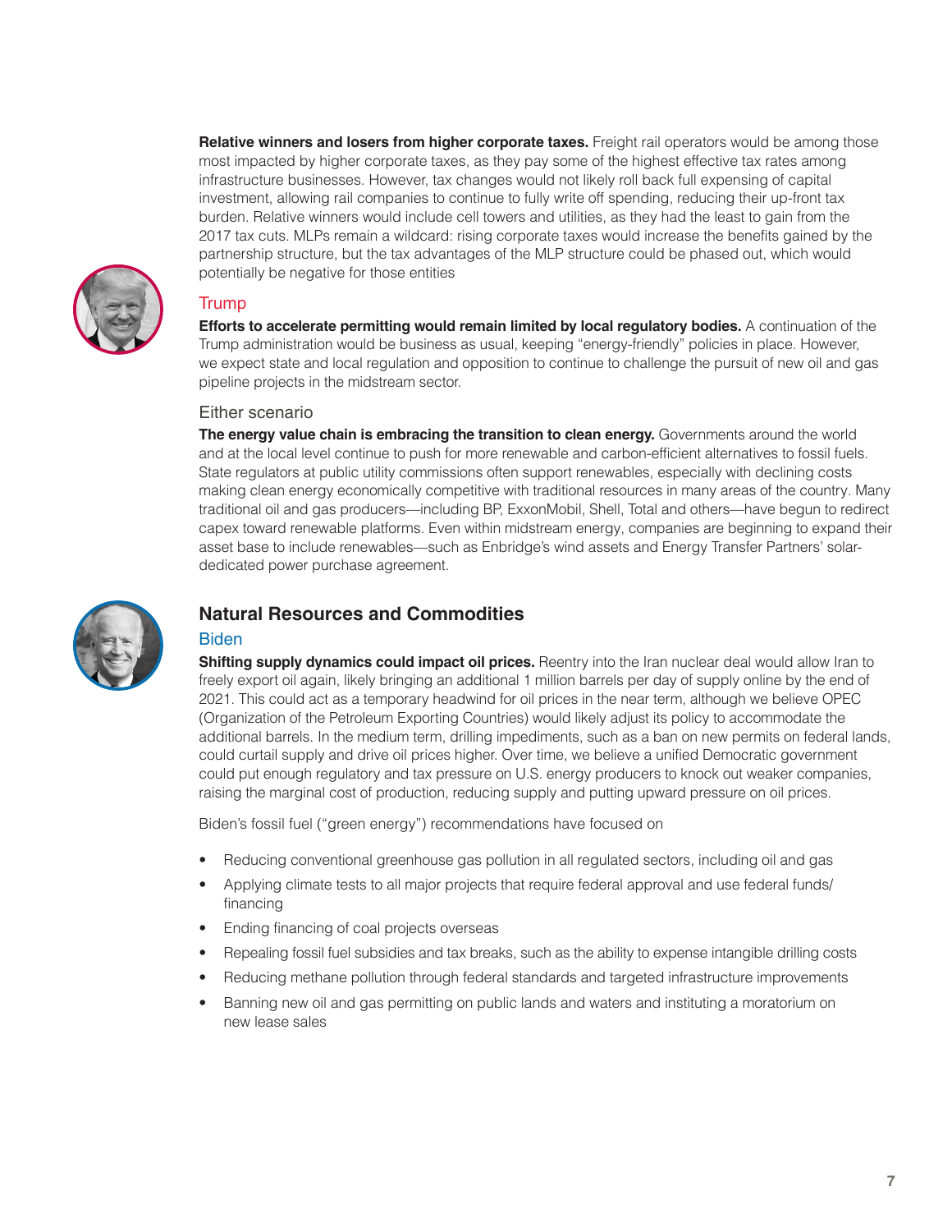**Relative winners and losers from higher corporate taxes.** Freight rail operators would be among those most impacted by higher corporate taxes, as they pay some of the highest effective tax rates among infrastructure businesses. However, tax changes would not likely roll back full expensing of capital investment, allowing rail companies to continue to fully write off spending, reducing their up-front tax burden. Relative winners would include cell towers and utilities, as they had the least to gain from the 2017 tax cuts. MLPs remain a wildcard: rising corporate taxes would increase the benefits gained by the partnership structure, but the tax advantages of the MLP structure could be phased out, which would potentially be negative for those entities

### Trump

**Efforts to accelerate permitting would remain limited by local regulatory bodies.** A continuation of the Trump administration would be business as usual, keeping "energy-friendly" policies in place. However, we expect state and local regulation and opposition to continue to challenge the pursuit of new oil and gas pipeline projects in the midstream sector.

### Either scenario

**The energy value chain is embracing the transition to clean energy.** Governments around the world and at the local level continue to push for more renewable and carbon-efficient alternatives to fossil fuels. State regulators at public utility commissions often support renewables, especially with declining costs making clean energy economically competitive with traditional resources in many areas of the country. Many traditional oil and gas producers—including BP, ExxonMobil, Shell, Total and others—have begun to redirect capex toward renewable platforms. Even within midstream energy, companies are beginning to expand their asset base to include renewables—such as Enbridge's wind assets and Energy Transfer Partners' solar-dedicated power purchase agreement.

## Natural Resources and Commodities

### Biden

**Shifting supply dynamics could impact oil prices.** Reentry into the Iran nuclear deal would allow Iran to freely export oil again, likely bringing an additional 1 million barrels per day of supply online by the end of 2021. This could act as a temporary headwind for oil prices in the near term, although we believe OPEC (Organization of the Petroleum Exporting Countries) would likely adjust its policy to accommodate the additional barrels. In the medium term, drilling impediments, such as a ban on new permits on federal lands, could curtail supply and drive oil prices higher. Over time, we believe a unified Democratic government could put enough regulatory and tax pressure on U.S. energy producers to knock out weaker companies, raising the marginal cost of production, reducing supply and putting upward pressure on oil prices.

Biden's fossil fuel ("green energy") recommendations have focused on

- Reducing conventional greenhouse gas pollution in all regulated sectors, including oil and gas
- Applying climate tests to all major projects that require federal approval and use federal funds/financing
- Ending financing of coal projects overseas
- Repealing fossil fuel subsidies and tax breaks, such as the ability to expense intangible drilling costs
- Reducing methane pollution through federal standards and targeted infrastructure improvements
- Banning new oil and gas permitting on public lands and waters and instituting a moratorium on new lease sales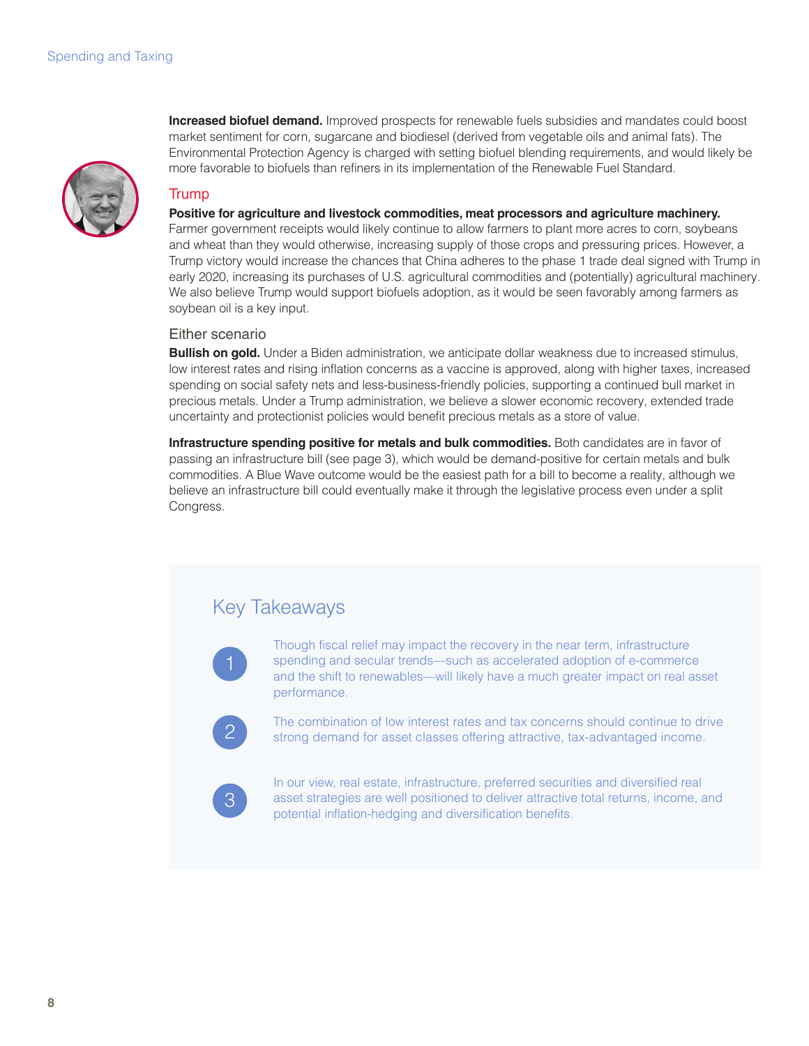**Increased biofuel demand.** Improved prospects for renewable fuels subsidies and mandates could boost market sentiment for corn, sugarcane and biodiesel (derived from vegetable oils and animal fats). The Environmental Protection Agency is charged with setting biofuel blending requirements, and would likely be more favorable to biofuels than refiners in its implementation of the Renewable Fuel Standard.

### Trump

**Positive for agriculture and livestock commodities, meat processors and agriculture machinery.** Farmer government receipts would likely continue to allow farmers to plant more acres to corn, soybeans and wheat than they would otherwise, increasing supply of those crops and pressuring prices. However, a Trump victory would increase the chances that China adheres to the phase 1 trade deal signed with Trump in early 2020, increasing its purchases of U.S. agricultural commodities and (potentially) agricultural machinery. We also believe Trump would support biofuels adoption, as it would be seen favorably among farmers as soybean oil is a key input.

### Either scenario

**Bullish on gold.** Under a Biden administration, we anticipate dollar weakness due to increased stimulus, low interest rates and rising inflation concerns as a vaccine is approved, along with higher taxes, increased spending on social safety nets and less-business-friendly policies, supporting a continued bull market in precious metals. Under a Trump administration, we believe a slower economic recovery, extended trade uncertainty and protectionist policies would benefit precious metals as a store of value.

**Infrastructure spending positive for metals and bulk commodities.** Both candidates are in favor of passing an infrastructure bill (see page 3), which would be demand-positive for certain metals and bulk commodities. A Blue Wave outcome would be the easiest path for a bill to become a reality, although we believe an infrastructure bill could eventually make it through the legislative process even under a split Congress.

## Key Takeaways

1. Though fiscal relief may impact the recovery in the near term, infrastructure spending and secular trends—such as accelerated adoption of e-commerce and the shift to renewables—will likely have a much greater impact on real asset performance.

2. The combination of low interest rates and tax concerns should continue to drive strong demand for asset classes offering attractive, tax-advantaged income.

3. In our view, real estate, infrastructure, preferred securities and diversified real asset strategies are well positioned to deliver attractive total returns, income, and potential inflation-hedging and diversification benefits.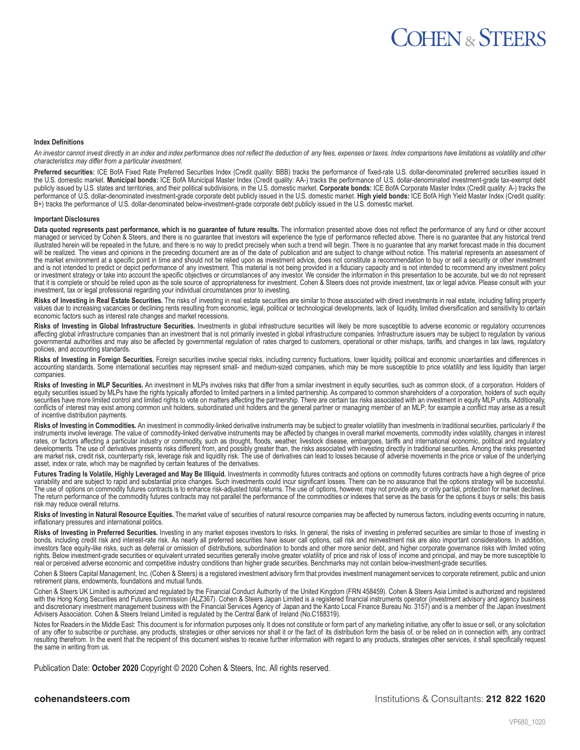## Index Definitions

*An investor cannot invest directly in an index and index performance does not reflect the deduction of any fees, expenses or taxes. Index comparisons have limitations as volatility and other characteristics may differ from a particular investment.*

**Preferred securities:** ICE BofA Fixed Rate Preferred Securities Index (Credit quality: BBB) tracks the performance of fixed-rate U.S. dollar-denominated preferred securities issued in the U.S. domestic market. **Municipal bonds:** ICE BofA Municipal Master Index (Credit quality: AA-) tracks the performance of U.S. dollar-denominated investment-grade tax-exempt debt publicly issued by U.S. states and territories, and their political subdivisions, in the U.S. domestic market. **Corporate bonds:** ICE BofA Corporate Master Index (Credit quality: A-) tracks the performance of U.S. dollar-denominated investment-grade corporate debt publicly issued in the U.S. domestic market. **High yield bonds:** ICE BofA High Yield Master Index (Credit quality: B+) tracks the performance of U.S. dollar-denominated below-investment-grade corporate debt publicly issued in the U.S. domestic market.

## Important Disclosures

**Data quoted represents past performance, which is no guarantee of future results.** The information presented above does not reflect the performance of any fund or other account managed or serviced by Cohen & Steers, and there is no guarantee that investors will experience the type of performance reflected above. There is no guarantee that any historical trend illustrated herein will be repeated in the future, and there is no way to predict precisely when such a trend will begin. There is no guarantee that any market forecast made in this document will be realized. The views and opinions in the preceding document are as of the date of publication and are subject to change without notice. This material represents an assessment of the market environment at a specific point in time and should not be relied upon as investment advice, does not constitute a recommendation to buy or sell a security or other investment and is not intended to predict or depict performance of any investment. This material is not being provided in a fiduciary capacity and is not intended to recommend any investment policy or investment strategy or take into account the specific objectives or circumstances of any investor. We consider the information in this presentation to be accurate, but we do not represent that it is complete or should be relied upon as the sole source of appropriateness for investment. Cohen & Steers does not provide investment, tax or legal advice. Please consult with your investment, tax or legal professional regarding your individual circumstances prior to investing.

**Risks of Investing in Real Estate Securities.** The risks of investing in real estate securities are similar to those associated with direct investments in real estate, including falling property values due to increasing vacancies or declining rents resulting from economic, legal, political or technological developments, lack of liquidity, limited diversification and sensitivity to certain economic factors such as interest rate changes and market recessions.

**Risks of Investing in Global Infrastructure Securities.** Investments in global infrastructure securities will likely be more susceptible to adverse economic or regulatory occurrences affecting global infrastructure companies than an investment that is not primarily invested in global infrastructure companies. Infrastructure issuers may be subject to regulation by various governmental authorities and may also be affected by governmental regulation of rates charged to customers, operational or other mishaps, tariffs, and changes in tax laws, regulatory policies, and accounting standards.

**Risks of Investing in Foreign Securities.** Foreign securities involve special risks, including currency fluctuations, lower liquidity, political and economic uncertainties and differences in accounting standards. Some international securities may represent small- and medium-sized companies, which may be more susceptible to price volatility and less liquidity than larger companies.

**Risks of Investing in MLP Securities.** An investment in MLPs involves risks that differ from a similar investment in equity securities, such as common stock, of a corporation. Holders of equity securities issued by MLPs have the rights typically afforded to limited partners in a limited partnership. As compared to common shareholders of a corporation, holders of such equity securities have more limited control and limited rights to vote on matters affecting the partnership. There are certain tax risks associated with an investment in equity MLP units. Additionally, conflicts of interest may exist among common unit holders, subordinated unit holders and the general partner or managing member of an MLP; for example a conflict may arise as a result of incentive distribution payments.

**Risks of Investing in Commodities.** An investment in commodity-linked derivative instruments may be subject to greater volatility than investments in traditional securities, particularly if the instruments involve leverage. The value of commodity-linked derivative instruments may be affected by changes in overall market movements, commodity index volatility, changes in interest rates, or factors affecting a particular industry or commodity, such as drought, floods, weather, livestock disease, embargoes, tariffs and international economic, political and regulatory developments. The use of derivatives presents risks different from, and possibly greater than, the risks associated with investing directly in traditional securities. Among the risks presented are market risk, credit risk, counterparty risk, leverage risk and liquidity risk. The use of derivatives can lead to losses because of adverse movements in the price or value of the underlying asset, index or rate, which may be magnified by certain features of the derivatives.

**Futures Trading Is Volatile, Highly Leveraged and May Be Illiquid.** Investments in commodity futures contracts and options on commodity futures contracts have a high degree of price variability and are subject to rapid and substantial price changes. Such investments could incur significant losses. There can be no assurance that the options strategy will be successful. The use of options on commodity futures contracts is to enhance risk-adjusted total returns. The use of options, however, may not provide any, or only partial, protection for market declines. The return performance of the commodity futures contracts may not parallel the performance of the commodities or indexes that serve as the basis for the options it buys or sells; this basis risk may reduce overall returns.

**Risks of Investing in Natural Resource Equities.** The market value of securities of natural resource companies may be affected by numerous factors, including events occurring in nature, inflationary pressures and international politics.

**Risks of Investing in Preferred Securities.** Investing in any market exposes investors to risks. In general, the risks of investing in preferred securities are similar to those of investing in bonds, including credit risk and interest-rate risk. As nearly all preferred securities have issuer call options, call risk and reinvestment risk are also important considerations. In addition, investors face equity-like risks, such as deferral or omission of distributions, subordination to bonds and other more senior debt, and higher corporate governance risks with limited voting rights. Below investment-grade securities or equivalent unrated securities generally involve greater volatility of price and risk of loss of income and principal, and may be more susceptible to real or perceived adverse economic and competitive industry conditions than higher grade securities. Benchmarks may not contain below-investment-grade securities.

Cohen & Steers Capital Management, Inc. (Cohen & Steers) is a registered investment advisory firm that provides investment management services to corporate retirement, public and union retirement plans, endowments, foundations and mutual funds.

Cohen & Steers UK Limited is authorized and regulated by the Financial Conduct Authority of the United Kingdom (FRN 458459). Cohen & Steers Asia Limited is authorized and registered with the Hong Kong Securities and Futures Commission (ALZ367). Cohen & Steers Japan Limited is a registered financial instruments operator (investment advisory and agency business and discretionary investment management business with the Financial Services Agency of Japan and the Kanto Local Finance Bureau No. 3157) and is a member of the Japan Investment Advisers Association. Cohen & Steers Ireland Limited is regulated by the Central Bank of Ireland (No.C188319).

Notes for Readers in the Middle East: This document is for information purposes only. It does not constitute or form part of any marketing initiative, any offer to issue or sell, or any solicitation of any offer to subscribe or purchase, any products, strategies or other services nor shall it or the fact of its distribution form the basis of, or be relied on in connection with, any contract resulting therefrom. In the event that the recipient of this document wishes to receive further information with regard to any products, strategies other services, it shall specifically request the same in writing from us.

Publication Date: **October 2020** Copyright © 2020 Cohen & Steers, Inc. All rights reserved.

**cohenandsteers.com**

Institutions & Consultants: **212 822 1620**

VP680_1020